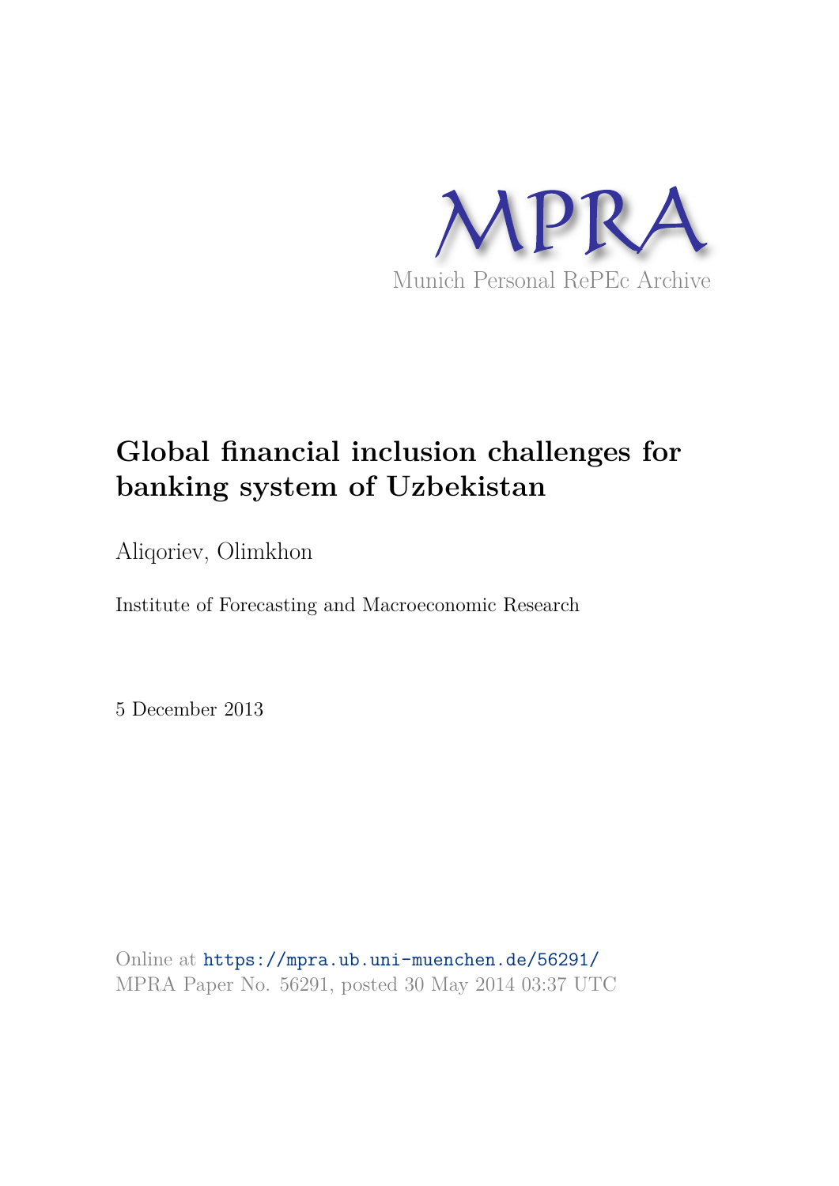MPRA

Munich Personal RePEc Archive

# Global financial inclusion challenges for banking system of Uzbekistan

Aliqoriev, Olimkhon

Institute of Forecasting and Macroeconomic Research

5 December 2013

Online at https://mpra.ub.uni-muenchen.de/56291/
MPRA Paper No. 56291, posted 30 May 2014 03:37 UTC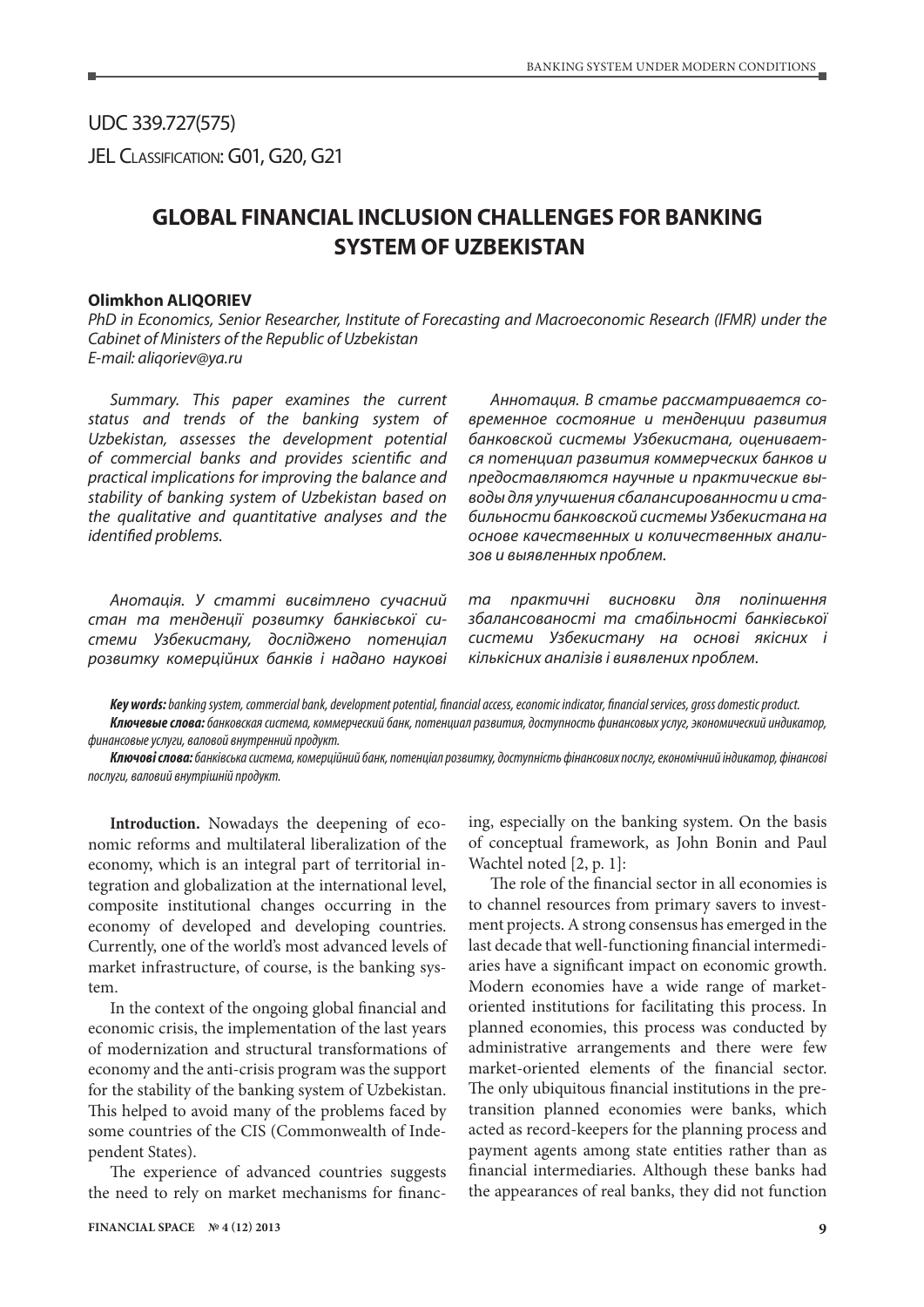UDC 339.727(575)

JEL Classification: G01, G20, G21

# GLOBAL FINANCIAL INCLUSION CHALLENGES FOR BANKING SYSTEM OF UZBEKISTAN

**Olimkhon ALIQORIEV**

*PhD in Economics, Senior Researcher, Institute of Forecasting and Macroeconomic Research (IFMR) under the Cabinet of Ministers of the Republic of Uzbekistan*
*E-mail: aliqoriev@ya.ru*

*Summary. This paper examines the current status and trends of the banking system of Uzbekistan, assesses the development potential of commercial banks and provides scientific and practical implications for improving the balance and stability of banking system of Uzbekistan based on the qualitative and quantitative analyses and the identified problems.*

*Аннотация. В статье рассматривается современное состояние и тенденции развития банковской системы Узбекистана, оценивается потенциал развития коммерческих банков и предоставляются научные и практические выводы для улучшения сбалансированности и стабильности банковской системы Узбекистана на основе качественных и количественных анализов и выявленных проблем.*

*Анотація. У статті висвітлено сучасний стан та тенденції розвитку банківської системи Узбекистану, досліджено потенціал розвитку комерційних банків і надано наукові та практичні висновки для поліпшення збалансованості та стабільності банківської системи Узбекистану на основі якісних і кількісних аналізів і виявлених проблем.*

***Key words:*** *banking system, commercial bank, development potential, financial access, economic indicator, financial services, gross domestic product.*

***Ключевые слова:*** *банковская система, коммерческий банк, потенциал развития, доступность финансовых услуг, экономический индикатор, финансовые услуги, валовой внутренний продукт.*

***Ключові слова:*** *банківська система, комерційний банк, потенціал розвитку, доступність фінансових послуг, економічний індикатор, фінансові послуги, валовий внутрішній продукт.*

**Introduction.** Nowadays the deepening of economic reforms and multilateral liberalization of the economy, which is an integral part of territorial integration and globalization at the international level, composite institutional changes occurring in the economy of developed and developing countries. Currently, one of the world's most advanced levels of market infrastructure, of course, is the banking system.

In the context of the ongoing global financial and economic crisis, the implementation of the last years of modernization and structural transformations of economy and the anti-crisis program was the support for the stability of the banking system of Uzbekistan. This helped to avoid many of the problems faced by some countries of the CIS (Commonwealth of Independent States).

The experience of advanced countries suggests the need to rely on market mechanisms for financing, especially on the banking system. On the basis of conceptual framework, as John Bonin and Paul Wachtel noted [2, p. 1]:

The role of the financial sector in all economies is to channel resources from primary savers to investment projects. A strong consensus has emerged in the last decade that well-functioning financial intermediaries have a significant impact on economic growth. Modern economies have a wide range of market-oriented institutions for facilitating this process. In planned economies, this process was conducted by administrative arrangements and there were few market-oriented elements of the financial sector. The only ubiquitous financial institutions in the pre-transition planned economies were banks, which acted as record-keepers for the planning process and payment agents among state entities rather than as financial intermediaries. Although these banks had the appearances of real banks, they did not function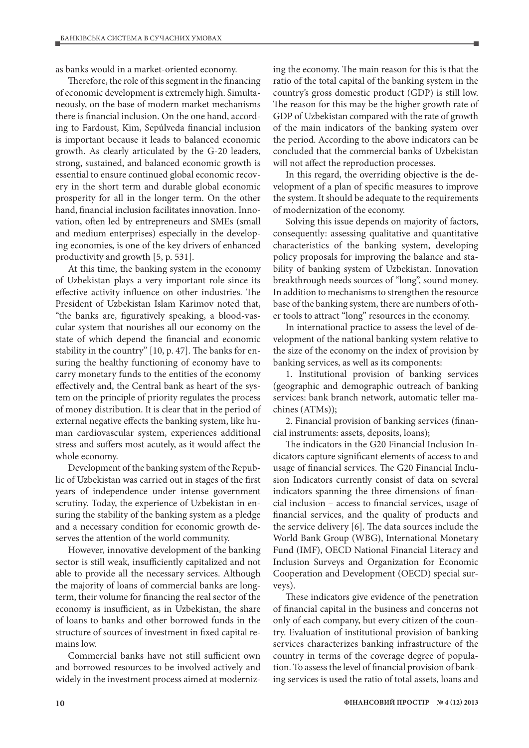as banks would in a market-oriented economy.

Therefore, the role of this segment in the financing of economic development is extremely high. Simultaneously, on the base of modern market mechanisms there is financial inclusion. On the one hand, according to Fardoust, Kim, Sepúlveda financial inclusion is important because it leads to balanced economic growth. As clearly articulated by the G-20 leaders, strong, sustained, and balanced economic growth is essential to ensure continued global economic recovery in the short term and durable global economic prosperity for all in the longer term. On the other hand, financial inclusion facilitates innovation. Innovation, often led by entrepreneurs and SMEs (small and medium enterprises) especially in the developing economies, is one of the key drivers of enhanced productivity and growth [5, p. 531].

At this time, the banking system in the economy of Uzbekistan plays a very important role since its effective activity influence on other industries. The President of Uzbekistan Islam Karimov noted that, "the banks are, figuratively speaking, a blood-vascular system that nourishes all our economy on the state of which depend the financial and economic stability in the country" [10, p. 47]. The banks for ensuring the healthy functioning of economy have to carry monetary funds to the entities of the economy effectively and, the Central bank as heart of the system on the principle of priority regulates the process of money distribution. It is clear that in the period of external negative effects the banking system, like human cardiovascular system, experiences additional stress and suffers most acutely, as it would affect the whole economy.

Development of the banking system of the Republic of Uzbekistan was carried out in stages of the first years of independence under intense government scrutiny. Today, the experience of Uzbekistan in ensuring the stability of the banking system as a pledge and a necessary condition for economic growth deserves the attention of the world community.

However, innovative development of the banking sector is still weak, insufficiently capitalized and not able to provide all the necessary services. Although the majority of loans of commercial banks are long-term, their volume for financing the real sector of the economy is insufficient, as in Uzbekistan, the share of loans to banks and other borrowed funds in the structure of sources of investment in fixed capital remains low.

Commercial banks have not still sufficient own and borrowed resources to be involved actively and widely in the investment process aimed at modernizing the economy. The main reason for this is that the ratio of the total capital of the banking system in the country's gross domestic product (GDP) is still low. The reason for this may be the higher growth rate of GDP of Uzbekistan compared with the rate of growth of the main indicators of the banking system over the period. According to the above indicators can be concluded that the commercial banks of Uzbekistan will not affect the reproduction processes.

In this regard, the overriding objective is the development of a plan of specific measures to improve the system. It should be adequate to the requirements of modernization of the economy.

Solving this issue depends on majority of factors, consequently: assessing qualitative and quantitative characteristics of the banking system, developing policy proposals for improving the balance and stability of banking system of Uzbekistan. Innovation breakthrough needs sources of "long", sound money. In addition to mechanisms to strengthen the resource base of the banking system, there are numbers of other tools to attract "long" resources in the economy.

In international practice to assess the level of development of the national banking system relative to the size of the economy on the index of provision by banking services, as well as its components:

1. Institutional provision of banking services (geographic and demographic outreach of banking services: bank branch network, automatic teller machines (ATMs));

2. Financial provision of banking services (financial instruments: assets, deposits, loans);

The indicators in the G20 Financial Inclusion Indicators capture significant elements of access to and usage of financial services. The G20 Financial Inclusion Indicators currently consist of data on several indicators spanning the three dimensions of financial inclusion – access to financial services, usage of financial services, and the quality of products and the service delivery [6]. The data sources include the World Bank Group (WBG), International Monetary Fund (IMF), OECD National Financial Literacy and Inclusion Surveys and Organization for Economic Cooperation and Development (OECD) special surveys).

These indicators give evidence of the penetration of financial capital in the business and concerns not only of each company, but every citizen of the country. Evaluation of institutional provision of banking services characterizes banking infrastructure of the country in terms of the coverage degree of population. To assess the level of financial provision of banking services is used the ratio of total assets, loans and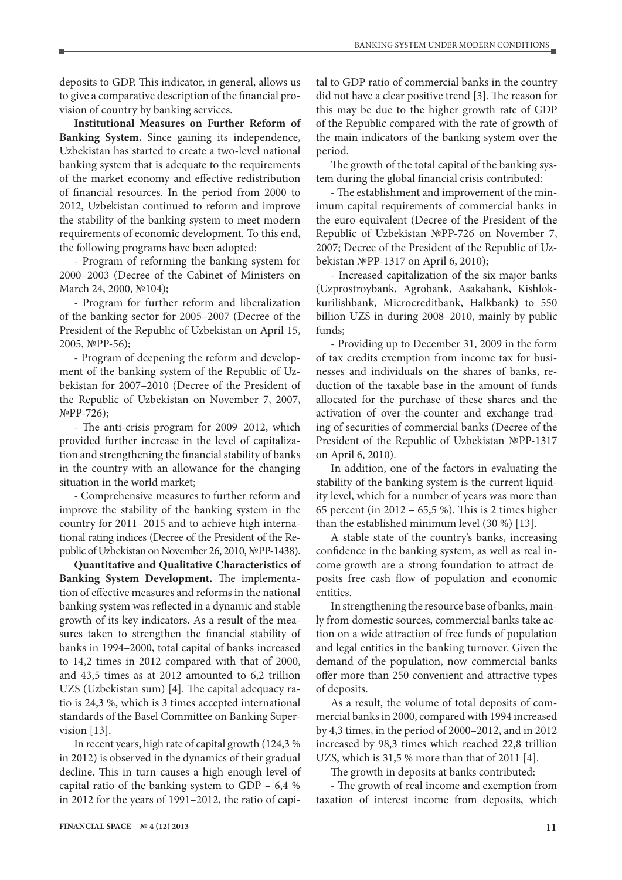deposits to GDP. This indicator, in general, allows us to give a comparative description of the financial provision of country by banking services.

**Institutional Measures on Further Reform of Banking System.** Since gaining its independence, Uzbekistan has started to create a two-level national banking system that is adequate to the requirements of the market economy and effective redistribution of financial resources. In the period from 2000 to 2012, Uzbekistan continued to reform and improve the stability of the banking system to meet modern requirements of economic development. To this end, the following programs have been adopted:

- Program of reforming the banking system for 2000–2003 (Decree of the Cabinet of Ministers on March 24, 2000, №104);

- Program for further reform and liberalization of the banking sector for 2005–2007 (Decree of the President of the Republic of Uzbekistan on April 15, 2005, №PP-56);

- Program of deepening the reform and development of the banking system of the Republic of Uzbekistan for 2007–2010 (Decree of the President of the Republic of Uzbekistan on November 7, 2007, №PP-726);

- The anti-crisis program for 2009–2012, which provided further increase in the level of capitalization and strengthening the financial stability of banks in the country with an allowance for the changing situation in the world market;

- Comprehensive measures to further reform and improve the stability of the banking system in the country for 2011–2015 and to achieve high international rating indices (Decree of the President of the Republic of Uzbekistan on November 26, 2010, №PP-1438).

**Quantitative and Qualitative Characteristics of Banking System Development.** The implementation of effective measures and reforms in the national banking system was reflected in a dynamic and stable growth of its key indicators. As a result of the measures taken to strengthen the financial stability of banks in 1994–2000, total capital of banks increased to 14,2 times in 2012 compared with that of 2000, and 43,5 times as at 2012 amounted to 6,2 trillion UZS (Uzbekistan sum) [4]. The capital adequacy ratio is 24,3 %, which is 3 times accepted international standards of the Basel Committee on Banking Supervision [13].

In recent years, high rate of capital growth (124,3 % in 2012) is observed in the dynamics of their gradual decline. This in turn causes a high enough level of capital ratio of the banking system to GDP – 6,4 % in 2012 for the years of 1991–2012, the ratio of capital to GDP ratio of commercial banks in the country did not have a clear positive trend [3]. The reason for this may be due to the higher growth rate of GDP of the Republic compared with the rate of growth of the main indicators of the banking system over the period.

The growth of the total capital of the banking system during the global financial crisis contributed:

- The establishment and improvement of the minimum capital requirements of commercial banks in the euro equivalent (Decree of the President of the Republic of Uzbekistan №PP-726 on November 7, 2007; Decree of the President of the Republic of Uzbekistan №PP-1317 on April 6, 2010);

- Increased capitalization of the six major banks (Uzprostroybank, Agrobank, Asakabank, Kishlokkurilishbank, Microcreditbank, Halkbank) to 550 billion UZS in during 2008–2010, mainly by public funds;

- Providing up to December 31, 2009 in the form of tax credits exemption from income tax for businesses and individuals on the shares of banks, reduction of the taxable base in the amount of funds allocated for the purchase of these shares and the activation of over-the-counter and exchange trading of securities of commercial banks (Decree of the President of the Republic of Uzbekistan №PP-1317 on April 6, 2010).

In addition, one of the factors in evaluating the stability of the banking system is the current liquidity level, which for a number of years was more than 65 percent (in 2012 – 65,5 %). This is 2 times higher than the established minimum level (30 %) [13].

A stable state of the country's banks, increasing confidence in the banking system, as well as real income growth are a strong foundation to attract deposits free cash flow of population and economic entities.

In strengthening the resource base of banks, mainly from domestic sources, commercial banks take action on a wide attraction of free funds of population and legal entities in the banking turnover. Given the demand of the population, now commercial banks offer more than 250 convenient and attractive types of deposits.

As a result, the volume of total deposits of commercial banks in 2000, compared with 1994 increased by 4,3 times, in the period of 2000–2012, and in 2012 increased by 98,3 times which reached 22,8 trillion UZS, which is 31,5 % more than that of 2011 [4].

The growth in deposits at banks contributed:

- The growth of real income and exemption from taxation of interest income from deposits, which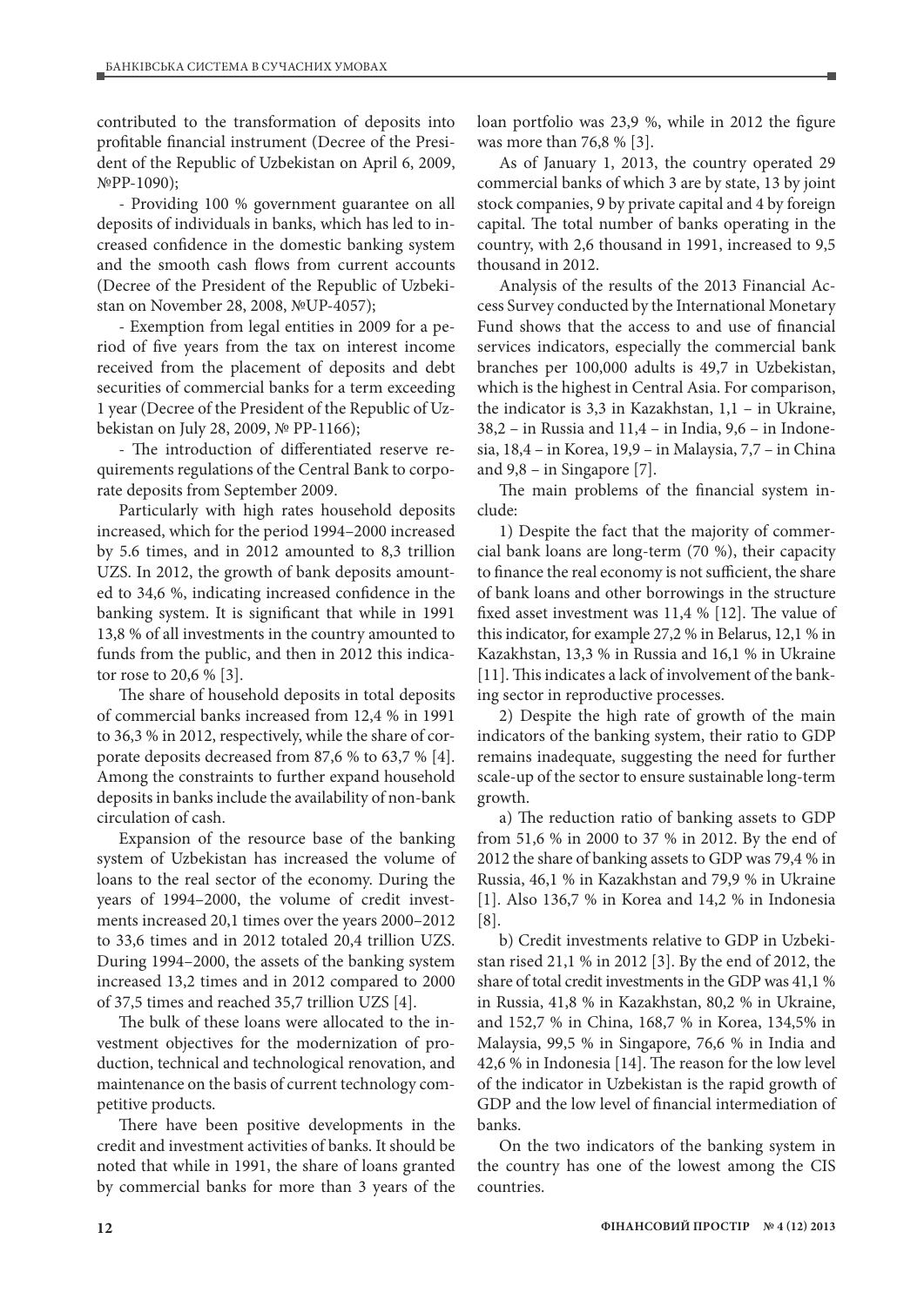contributed to the transformation of deposits into profitable financial instrument (Decree of the President of the Republic of Uzbekistan on April 6, 2009, №PP-1090);

- Providing 100 % government guarantee on all deposits of individuals in banks, which has led to increased confidence in the domestic banking system and the smooth cash flows from current accounts (Decree of the President of the Republic of Uzbekistan on November 28, 2008, №UP-4057);

- Exemption from legal entities in 2009 for a period of five years from the tax on interest income received from the placement of deposits and debt securities of commercial banks for a term exceeding 1 year (Decree of the President of the Republic of Uzbekistan on July 28, 2009, № PP-1166);

- The introduction of differentiated reserve requirements regulations of the Central Bank to corporate deposits from September 2009.

Particularly with high rates household deposits increased, which for the period 1994–2000 increased by 5.6 times, and in 2012 amounted to 8,3 trillion UZS. In 2012, the growth of bank deposits amounted to 34,6 %, indicating increased confidence in the banking system. It is significant that while in 1991 13,8 % of all investments in the country amounted to funds from the public, and then in 2012 this indicator rose to 20,6 % [3].

The share of household deposits in total deposits of commercial banks increased from 12,4 % in 1991 to 36,3 % in 2012, respectively, while the share of corporate deposits decreased from 87,6 % to 63,7 % [4]. Among the constraints to further expand household deposits in banks include the availability of non-bank circulation of cash.

Expansion of the resource base of the banking system of Uzbekistan has increased the volume of loans to the real sector of the economy. During the years of 1994–2000, the volume of credit investments increased 20,1 times over the years 2000–2012 to 33,6 times and in 2012 totaled 20,4 trillion UZS. During 1994–2000, the assets of the banking system increased 13,2 times and in 2012 compared to 2000 of 37,5 times and reached 35,7 trillion UZS [4].

The bulk of these loans were allocated to the investment objectives for the modernization of production, technical and technological renovation, and maintenance on the basis of current technology competitive products.

There have been positive developments in the credit and investment activities of banks. It should be noted that while in 1991, the share of loans granted by commercial banks for more than 3 years of the loan portfolio was 23,9 %, while in 2012 the figure was more than 76,8 % [3].

As of January 1, 2013, the country operated 29 commercial banks of which 3 are by state, 13 by joint stock companies, 9 by private capital and 4 by foreign capital. The total number of banks operating in the country, with 2,6 thousand in 1991, increased to 9,5 thousand in 2012.

Analysis of the results of the 2013 Financial Access Survey conducted by the International Monetary Fund shows that the access to and use of financial services indicators, especially the commercial bank branches per 100,000 adults is 49,7 in Uzbekistan, which is the highest in Central Asia. For comparison, the indicator is 3,3 in Kazakhstan, 1,1 – in Ukraine, 38,2 – in Russia and 11,4 – in India, 9,6 – in Indonesia, 18,4 – in Korea, 19,9 – in Malaysia, 7,7 – in China and 9,8 – in Singapore [7].

The main problems of the financial system include:

1) Despite the fact that the majority of commercial bank loans are long-term (70 %), their capacity to finance the real economy is not sufficient, the share of bank loans and other borrowings in the structure fixed asset investment was 11,4 % [12]. The value of this indicator, for example 27,2 % in Belarus, 12,1 % in Kazakhstan, 13,3 % in Russia and 16,1 % in Ukraine [11]. This indicates a lack of involvement of the banking sector in reproductive processes.

2) Despite the high rate of growth of the main indicators of the banking system, their ratio to GDP remains inadequate, suggesting the need for further scale-up of the sector to ensure sustainable long-term growth.

a) The reduction ratio of banking assets to GDP from 51,6 % in 2000 to 37 % in 2012. By the end of 2012 the share of banking assets to GDP was 79,4 % in Russia, 46,1 % in Kazakhstan and 79,9 % in Ukraine [1]. Also 136,7 % in Korea and 14,2 % in Indonesia [8].

b) Credit investments relative to GDP in Uzbekistan rised 21,1 % in 2012 [3]. By the end of 2012, the share of total credit investments in the GDP was 41,1 % in Russia, 41,8 % in Kazakhstan, 80,2 % in Ukraine, and 152,7 % in China, 168,7 % in Korea, 134,5% in Malaysia, 99,5 % in Singapore, 76,6 % in India and 42,6 % in Indonesia [14]. The reason for the low level of the indicator in Uzbekistan is the rapid growth of GDP and the low level of financial intermediation of banks.

On the two indicators of the banking system in the country has one of the lowest among the CIS countries.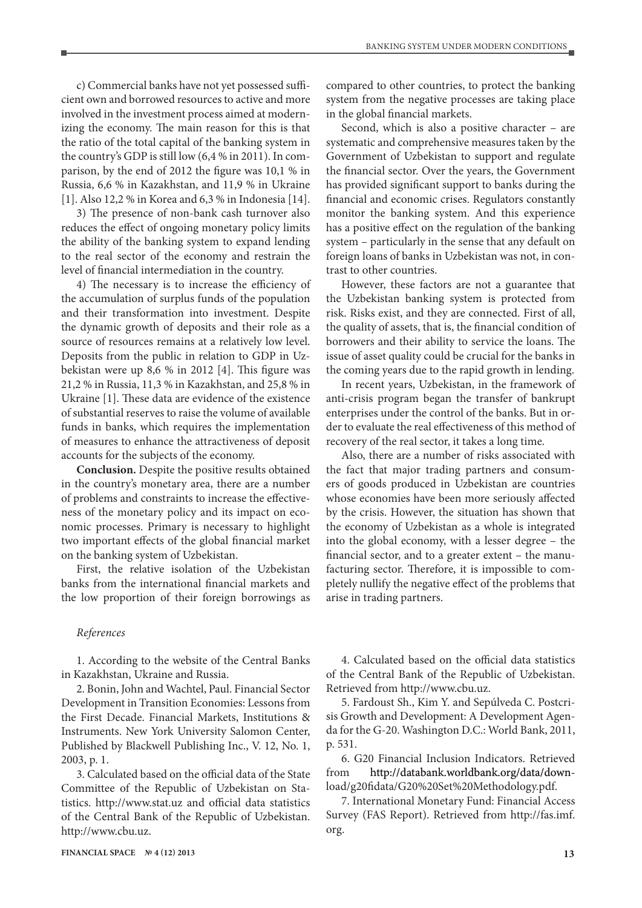c) Commercial banks have not yet possessed sufficient own and borrowed resources to active and more involved in the investment process aimed at modernizing the economy. The main reason for this is that the ratio of the total capital of the banking system in the country's GDP is still low (6,4 % in 2011). In comparison, by the end of 2012 the figure was 10,1 % in Russia, 6,6 % in Kazakhstan, and 11,9 % in Ukraine [1]. Also 12,2 % in Korea and 6,3 % in Indonesia [14].

3) The presence of non-bank cash turnover also reduces the effect of ongoing monetary policy limits the ability of the banking system to expand lending to the real sector of the economy and restrain the level of financial intermediation in the country.

4) The necessary is to increase the efficiency of the accumulation of surplus funds of the population and their transformation into investment. Despite the dynamic growth of deposits and their role as a source of resources remains at a relatively low level. Deposits from the public in relation to GDP in Uzbekistan were up 8,6 % in 2012 [4]. This figure was 21,2 % in Russia, 11,3 % in Kazakhstan, and 25,8 % in Ukraine [1]. These data are evidence of the existence of substantial reserves to raise the volume of available funds in banks, which requires the implementation of measures to enhance the attractiveness of deposit accounts for the subjects of the economy.

**Conclusion.** Despite the positive results obtained in the country's monetary area, there are a number of problems and constraints to increase the effectiveness of the monetary policy and its impact on economic processes. Primary is necessary to highlight two important effects of the global financial market on the banking system of Uzbekistan.

First, the relative isolation of the Uzbekistan banks from the international financial markets and the low proportion of their foreign borrowings as compared to other countries, to protect the banking system from the negative processes are taking place in the global financial markets.

Second, which is also a positive character – are systematic and comprehensive measures taken by the Government of Uzbekistan to support and regulate the financial sector. Over the years, the Government has provided significant support to banks during the financial and economic crises. Regulators constantly monitor the banking system. And this experience has a positive effect on the regulation of the banking system – particularly in the sense that any default on foreign loans of banks in Uzbekistan was not, in contrast to other countries.

However, these factors are not a guarantee that the Uzbekistan banking system is protected from risk. Risks exist, and they are connected. First of all, the quality of assets, that is, the financial condition of borrowers and their ability to service the loans. The issue of asset quality could be crucial for the banks in the coming years due to the rapid growth in lending.

In recent years, Uzbekistan, in the framework of anti-crisis program began the transfer of bankrupt enterprises under the control of the banks. But in order to evaluate the real effectiveness of this method of recovery of the real sector, it takes a long time.

Also, there are a number of risks associated with the fact that major trading partners and consumers of goods produced in Uzbekistan are countries whose economies have been more seriously affected by the crisis. However, the situation has shown that the economy of Uzbekistan as a whole is integrated into the global economy, with a lesser degree – the financial sector, and to a greater extent – the manufacturing sector. Therefore, it is impossible to completely nullify the negative effect of the problems that arise in trading partners.

*References*

1. According to the website of the Central Banks in Kazakhstan, Ukraine and Russia.

2. Bonin, John and Wachtel, Paul. Financial Sector Development in Transition Economies: Lessons from the First Decade. Financial Markets, Institutions & Instruments. New York University Salomon Center, Published by Blackwell Publishing Inc., V. 12, No. 1, 2003, p. 1.

3. Calculated based on the official data of the State Committee of the Republic of Uzbekistan on Statistics. http://www.stat.uz and official data statistics of the Central Bank of the Republic of Uzbekistan. http://www.cbu.uz.

4. Calculated based on the official data statistics of the Central Bank of the Republic of Uzbekistan. Retrieved from http://www.cbu.uz.

5. Fardoust Sh., Kim Y. and Sepúlveda C. Postcrisis Growth and Development: A Development Agenda for the G-20. Washington D.C.: World Bank, 2011, p. 531.

6. G20 Financial Inclusion Indicators. Retrieved from http://databank.worldbank.org/data/download/g20fidata/G20%20Set%20Methodology.pdf.

7. International Monetary Fund: Financial Access Survey (FAS Report). Retrieved from http://fas.imf.org.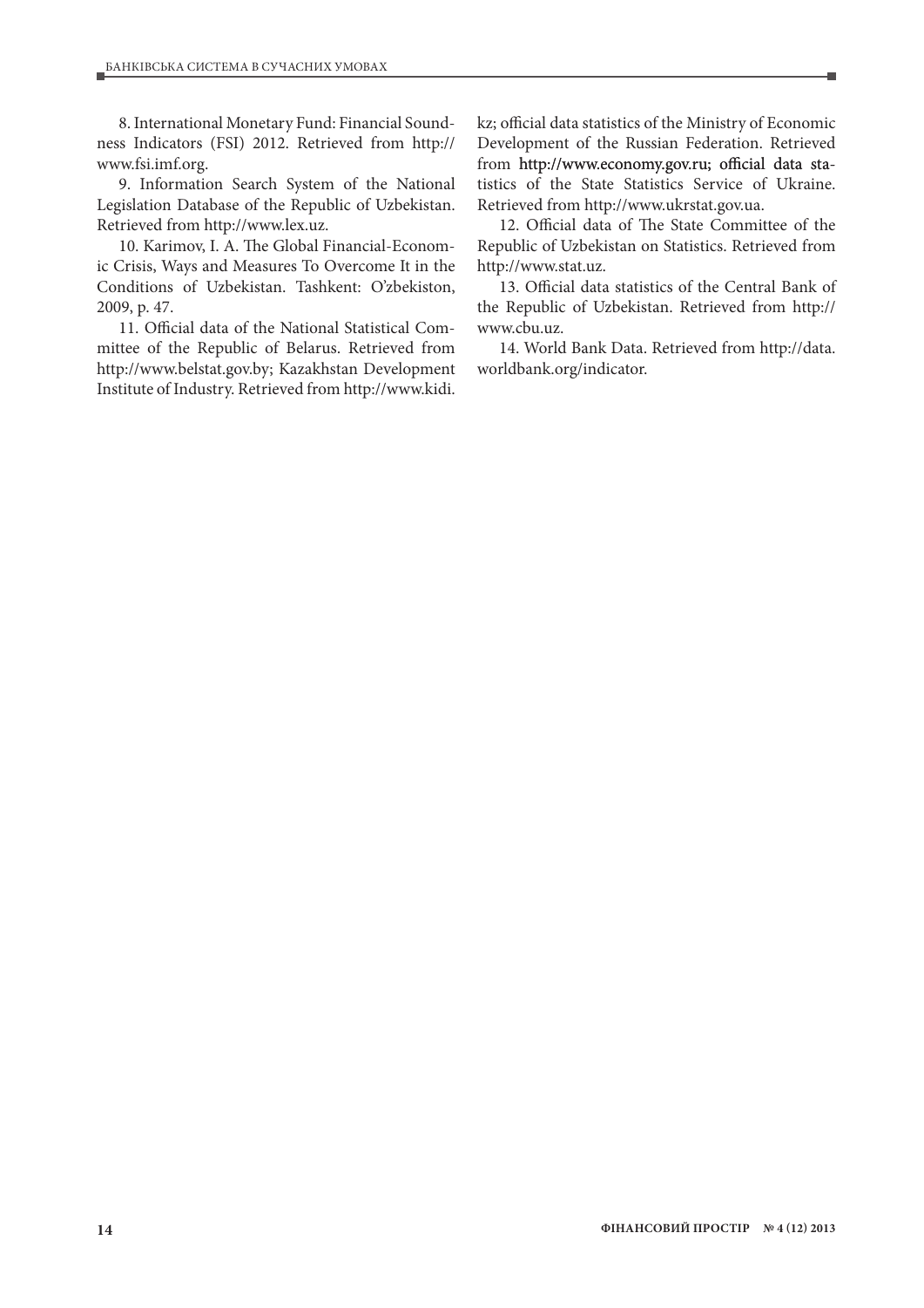8. International Monetary Fund: Financial Soundness Indicators (FSI) 2012. Retrieved from http://www.fsi.imf.org.

9. Information Search System of the National Legislation Database of the Republic of Uzbekistan. Retrieved from http://www.lex.uz.

10. Karimov, I. A. The Global Financial-Economic Crisis, Ways and Measures To Overcome It in the Conditions of Uzbekistan. Tashkent: O'zbekiston, 2009, p. 47.

11. Official data of the National Statistical Committee of the Republic of Belarus. Retrieved from http://www.belstat.gov.by; Kazakhstan Development Institute of Industry. Retrieved from http://www.kidi.kz; official data statistics of the Ministry of Economic Development of the Russian Federation. Retrieved from http://www.economy.gov.ru; official data statistics of the State Statistics Service of Ukraine. Retrieved from http://www.ukrstat.gov.ua.

12. Official data of The State Committee of the Republic of Uzbekistan on Statistics. Retrieved from http://www.stat.uz.

13. Official data statistics of the Central Bank of the Republic of Uzbekistan. Retrieved from http://www.cbu.uz.

14. World Bank Data. Retrieved from http://data.worldbank.org/indicator.